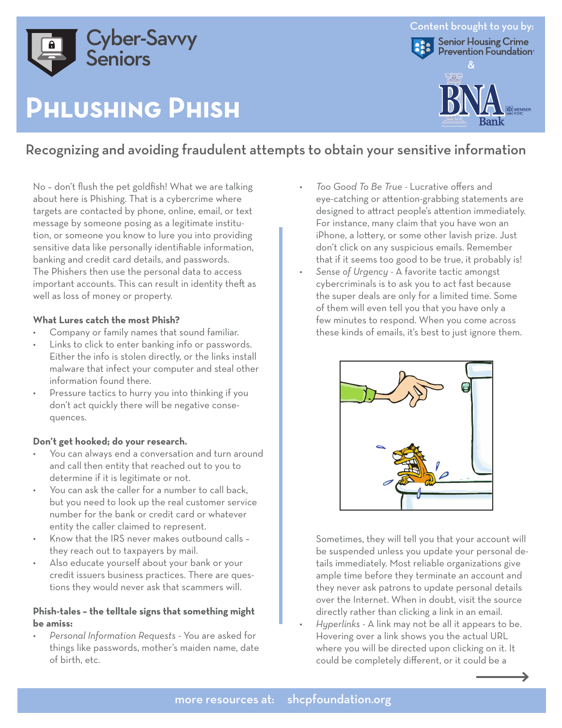# Cyber-Savvy Seniors

Content brought to you by: Senior Housing Crime Prevention Foundation & BNA Bank

# Phlushing Phish

## Recognizing and avoiding fraudulent attempts to obtain your sensitive information

No – don't flush the pet goldfish! What we are talking about here is Phishing. That is a cybercrime where targets are contacted by phone, online, email, or text message by someone posing as a legitimate institution, or someone you know to lure you into providing sensitive data like personally identifiable information, banking and credit card details, and passwords. The Phishers then use the personal data to access important accounts. This can result in identity theft as well as loss of money or property.

**What Lures catch the most Phish?**

- Company or family names that sound familiar.
- Links to click to enter banking info or passwords. Either the info is stolen directly, or the links install malware that infect your computer and steal other information found there.
- Pressure tactics to hurry you into thinking if you don't act quickly there will be negative consequences.

**Don't get hooked; do your research.**

- You can always end a conversation and turn around and call then entity that reached out to you to determine if it is legitimate or not.
- You can ask the caller for a number to call back, but you need to look up the real customer service number for the bank or credit card or whatever entity the caller claimed to represent.
- Know that the IRS never makes outbound calls – they reach out to taxpayers by mail.
- Also educate yourself about your bank or your credit issuers business practices. There are questions they would never ask that scammers will.

**Phish-tales – the telltale signs that something might be amiss:**

- *Personal Information Requests* - You are asked for things like passwords, mother's maiden name, date of birth, etc.
- *Too Good To Be True* - Lucrative offers and eye-catching or attention-grabbing statements are designed to attract people's attention immediately. For instance, many claim that you have won an iPhone, a lottery, or some other lavish prize. Just don't click on any suspicious emails. Remember that if it seems too good to be true, it probably is!
- *Sense of Urgency* - A favorite tactic amongst cybercriminals is to ask you to act fast because the super deals are only for a limited time. Some of them will even tell you that you have only a few minutes to respond. When you come across these kinds of emails, it's best to just ignore them.

  Sometimes, they will tell you that your account will be suspended unless you update your personal details immediately. Most reliable organizations give ample time before they terminate an account and they never ask patrons to update personal details over the Internet. When in doubt, visit the source directly rather than clicking a link in an email.
- *Hyperlinks* - A link may not be all it appears to be. Hovering over a link shows you the actual URL where you will be directed upon clicking on it. It could be completely different, or it could be a

more resources at: shcpfoundation.org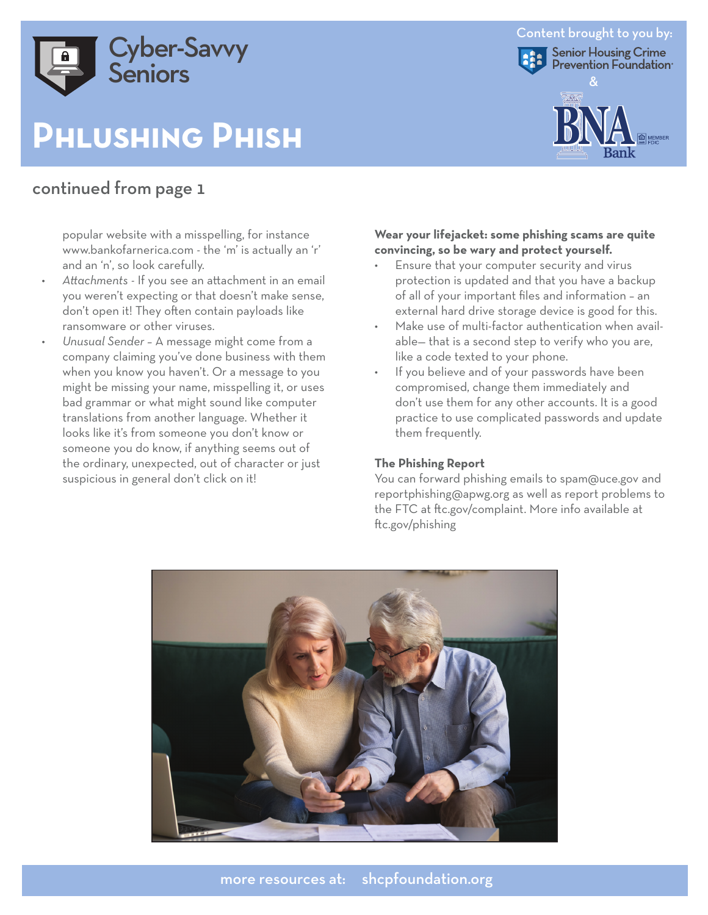# Cyber-Savvy Seniors

Content brought to you by: Senior Housing Crime Prevention Foundation & BNA Bank

# Phlushing Phish

## continued from page 1

popular website with a misspelling, for instance www.bankofarnerica.com - the 'm' is actually an 'r' and an 'n', so look carefully.

- *Attachments* - If you see an attachment in an email you weren't expecting or that doesn't make sense, don't open it! They often contain payloads like ransomware or other viruses.
- *Unusual Sender* – A message might come from a company claiming you've done business with them when you know you haven't. Or a message to you might be missing your name, misspelling it, or uses bad grammar or what might sound like computer translations from another language. Whether it looks like it's from someone you don't know or someone you do know, if anything seems out of the ordinary, unexpected, out of character or just suspicious in general don't click on it!

**Wear your lifejacket: some phishing scams are quite convincing, so be wary and protect yourself.**

- Ensure that your computer security and virus protection is updated and that you have a backup of all of your important files and information – an external hard drive storage device is good for this.
- Make use of multi-factor authentication when available— that is a second step to verify who you are, like a code texted to your phone.
- If you believe and of your passwords have been compromised, change them immediately and don't use them for any other accounts. It is a good practice to use complicated passwords and update them frequently.

**The Phishing Report**

You can forward phishing emails to spam@uce.gov and reportphishing@apwg.org as well as report problems to the FTC at ftc.gov/complaint. More info available at ftc.gov/phishing

more resources at: shcpfoundation.org